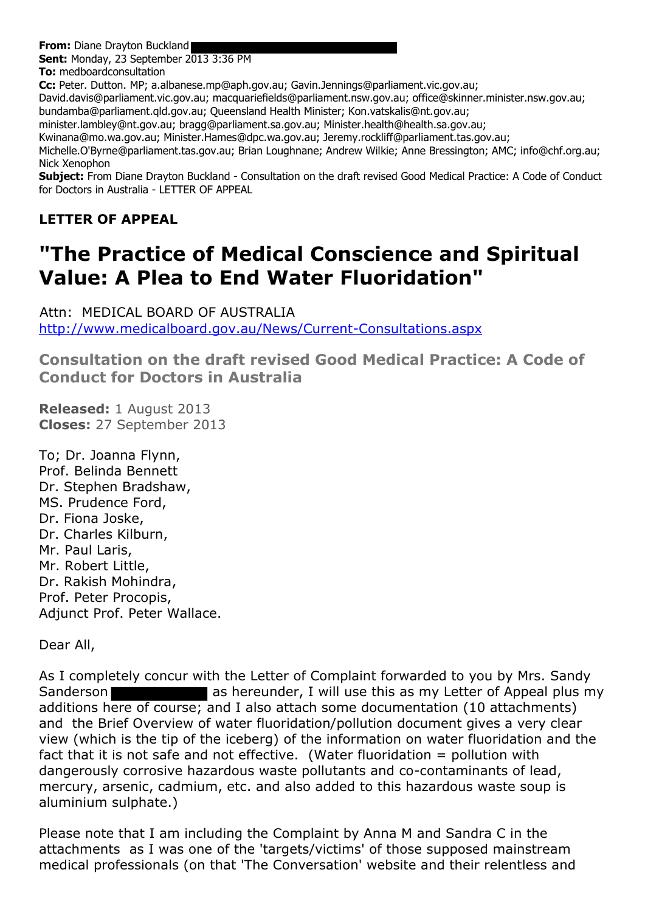**From:** Diane Drayton Buckland
**Sent:** Monday, 23 September 2013 3:36 PM
**To:** medboardconsultation
**Cc:** Peter. Dutton. MP; a.albanese.mp@aph.gov.au; Gavin.Jennings@parliament.vic.gov.au; David.davis@parliament.vic.gov.au; macquariefields@parliament.nsw.gov.au; office@skinner.minister.nsw.gov.au; bundamba@parliament.qld.gov.au; Queensland Health Minister; Kon.vatskalis@nt.gov.au; minister.lambley@nt.gov.au; bragg@parliament.sa.gov.au; Minister.health@health.sa.gov.au; Kwinana@mo.wa.gov.au; Minister.Hames@dpc.wa.gov.au; Jeremy.rockliff@parliament.tas.gov.au; Michelle.O'Byrne@parliament.tas.gov.au; Brian Loughnane; Andrew Wilkie; Anne Bressington; AMC; info@chf.org.au; Nick Xenophon
**Subject:** From Diane Drayton Buckland - Consultation on the draft revised Good Medical Practice: A Code of Conduct for Doctors in Australia - LETTER OF APPEAL

**LETTER OF APPEAL**

# "The Practice of Medical Conscience and Spiritual Value: A Plea to End Water Fluoridation"

Attn: MEDICAL BOARD OF AUSTRALIA
http://www.medicalboard.gov.au/News/Current-Consultations.aspx

## Consultation on the draft revised Good Medical Practice: A Code of Conduct for Doctors in Australia

**Released:** 1 August 2013
**Closes:** 27 September 2013

To; Dr. Joanna Flynn,
Prof. Belinda Bennett
Dr. Stephen Bradshaw,
MS. Prudence Ford,
Dr. Fiona Joske,
Dr. Charles Kilburn,
Mr. Paul Laris,
Mr. Robert Little,
Dr. Rakish Mohindra,
Prof. Peter Procopis,
Adjunct Prof. Peter Wallace.

Dear All,

As I completely concur with the Letter of Complaint forwarded to you by Mrs. Sandy Sanderson as hereunder, I will use this as my Letter of Appeal plus my additions here of course; and I also attach some documentation (10 attachments) and the Brief Overview of water fluoridation/pollution document gives a very clear view (which is the tip of the iceberg) of the information on water fluoridation and the fact that it is not safe and not effective. (Water fluoridation = pollution with dangerously corrosive hazardous waste pollutants and co-contaminants of lead, mercury, arsenic, cadmium, etc. and also added to this hazardous waste soup is aluminium sulphate.)

Please note that I am including the Complaint by Anna M and Sandra C in the attachments as I was one of the 'targets/victims' of those supposed mainstream medical professionals (on that 'The Conversation' website and their relentless and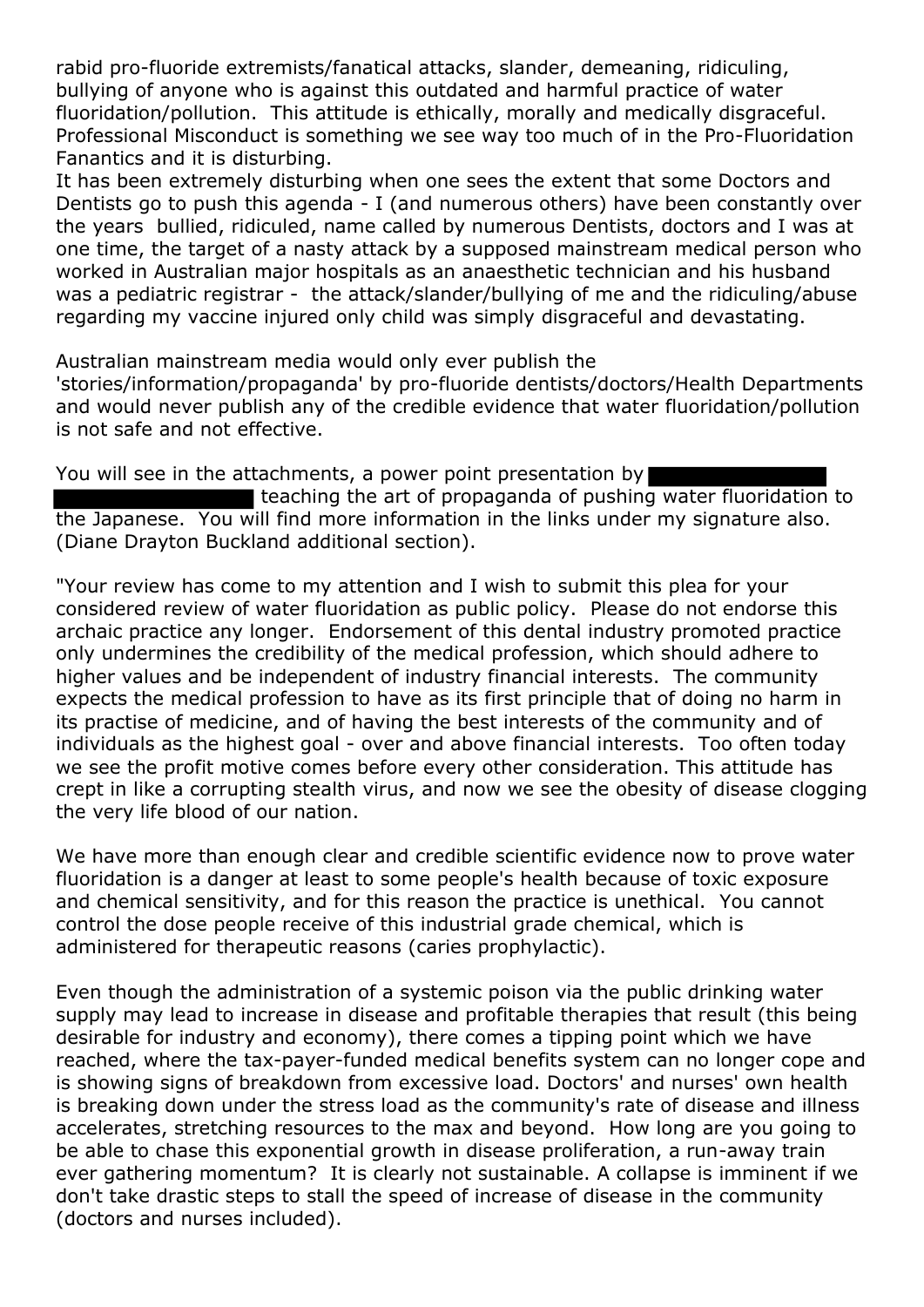rabid pro-fluoride extremists/fanatical attacks, slander, demeaning, ridiculing, bullying of anyone who is against this outdated and harmful practice of water fluoridation/pollution. This attitude is ethically, morally and medically disgraceful. Professional Misconduct is something we see way too much of in the Pro-Fluoridation Fanantics and it is disturbing.
It has been extremely disturbing when one sees the extent that some Doctors and Dentists go to push this agenda - I (and numerous others) have been constantly over the years bullied, ridiculed, name called by numerous Dentists, doctors and I was at one time, the target of a nasty attack by a supposed mainstream medical person who worked in Australian major hospitals as an anaesthetic technician and his husband was a pediatric registrar - the attack/slander/bullying of me and the ridiculing/abuse regarding my vaccine injured only child was simply disgraceful and devastating.

Australian mainstream media would only ever publish the 'stories/information/propaganda' by pro-fluoride dentists/doctors/Health Departments and would never publish any of the credible evidence that water fluoridation/pollution is not safe and not effective.

You will see in the attachments, a power point presentation by ████████████ ████████████ teaching the art of propaganda of pushing water fluoridation to the Japanese. You will find more information in the links under my signature also. (Diane Drayton Buckland additional section).

"Your review has come to my attention and I wish to submit this plea for your considered review of water fluoridation as public policy. Please do not endorse this archaic practice any longer. Endorsement of this dental industry promoted practice only undermines the credibility of the medical profession, which should adhere to higher values and be independent of industry financial interests. The community expects the medical profession to have as its first principle that of doing no harm in its practise of medicine, and of having the best interests of the community and of individuals as the highest goal - over and above financial interests. Too often today we see the profit motive comes before every other consideration. This attitude has crept in like a corrupting stealth virus, and now we see the obesity of disease clogging the very life blood of our nation.

We have more than enough clear and credible scientific evidence now to prove water fluoridation is a danger at least to some people's health because of toxic exposure and chemical sensitivity, and for this reason the practice is unethical. You cannot control the dose people receive of this industrial grade chemical, which is administered for therapeutic reasons (caries prophylactic).

Even though the administration of a systemic poison via the public drinking water supply may lead to increase in disease and profitable therapies that result (this being desirable for industry and economy), there comes a tipping point which we have reached, where the tax-payer-funded medical benefits system can no longer cope and is showing signs of breakdown from excessive load. Doctors' and nurses' own health is breaking down under the stress load as the community's rate of disease and illness accelerates, stretching resources to the max and beyond. How long are you going to be able to chase this exponential growth in disease proliferation, a run-away train ever gathering momentum? It is clearly not sustainable. A collapse is imminent if we don't take drastic steps to stall the speed of increase of disease in the community (doctors and nurses included).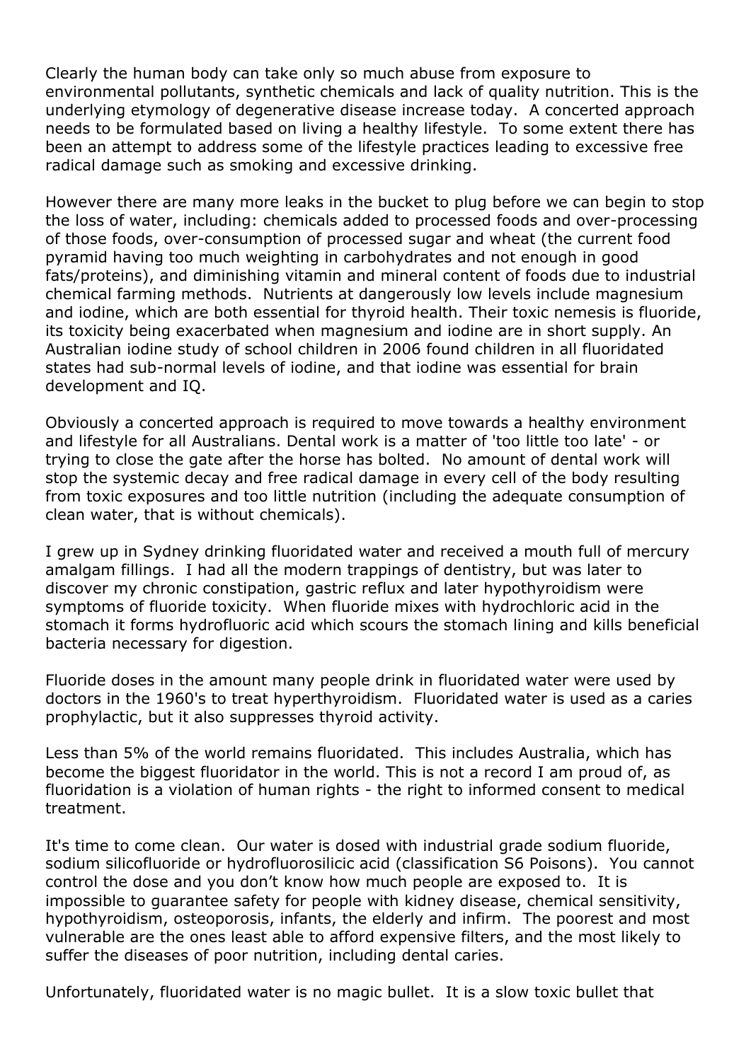Clearly the human body can take only so much abuse from exposure to environmental pollutants, synthetic chemicals and lack of quality nutrition. This is the underlying etymology of degenerative disease increase today. A concerted approach needs to be formulated based on living a healthy lifestyle. To some extent there has been an attempt to address some of the lifestyle practices leading to excessive free radical damage such as smoking and excessive drinking.

However there are many more leaks in the bucket to plug before we can begin to stop the loss of water, including: chemicals added to processed foods and over-processing of those foods, over-consumption of processed sugar and wheat (the current food pyramid having too much weighting in carbohydrates and not enough in good fats/proteins), and diminishing vitamin and mineral content of foods due to industrial chemical farming methods. Nutrients at dangerously low levels include magnesium and iodine, which are both essential for thyroid health. Their toxic nemesis is fluoride, its toxicity being exacerbated when magnesium and iodine are in short supply. An Australian iodine study of school children in 2006 found children in all fluoridated states had sub-normal levels of iodine, and that iodine was essential for brain development and IQ.

Obviously a concerted approach is required to move towards a healthy environment and lifestyle for all Australians. Dental work is a matter of 'too little too late' - or trying to close the gate after the horse has bolted. No amount of dental work will stop the systemic decay and free radical damage in every cell of the body resulting from toxic exposures and too little nutrition (including the adequate consumption of clean water, that is without chemicals).

I grew up in Sydney drinking fluoridated water and received a mouth full of mercury amalgam fillings. I had all the modern trappings of dentistry, but was later to discover my chronic constipation, gastric reflux and later hypothyroidism were symptoms of fluoride toxicity. When fluoride mixes with hydrochloric acid in the stomach it forms hydrofluoric acid which scours the stomach lining and kills beneficial bacteria necessary for digestion.

Fluoride doses in the amount many people drink in fluoridated water were used by doctors in the 1960's to treat hyperthyroidism. Fluoridated water is used as a caries prophylactic, but it also suppresses thyroid activity.

Less than 5% of the world remains fluoridated. This includes Australia, which has become the biggest fluoridator in the world. This is not a record I am proud of, as fluoridation is a violation of human rights - the right to informed consent to medical treatment.

It's time to come clean. Our water is dosed with industrial grade sodium fluoride, sodium silicofluoride or hydrofluorosilicic acid (classification S6 Poisons). You cannot control the dose and you don't know how much people are exposed to. It is impossible to guarantee safety for people with kidney disease, chemical sensitivity, hypothyroidism, osteoporosis, infants, the elderly and infirm. The poorest and most vulnerable are the ones least able to afford expensive filters, and the most likely to suffer the diseases of poor nutrition, including dental caries.

Unfortunately, fluoridated water is no magic bullet. It is a slow toxic bullet that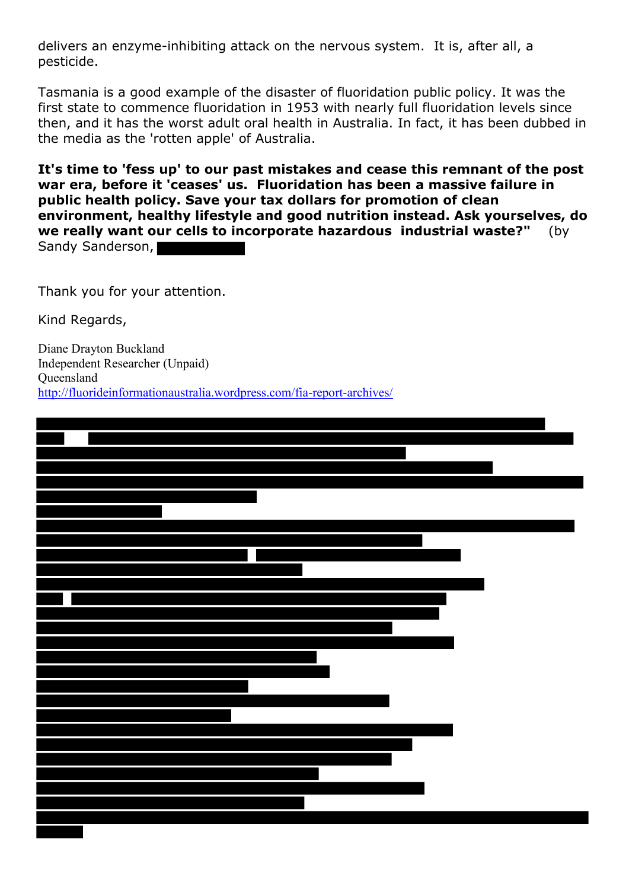delivers an enzyme-inhibiting attack on the nervous system.  It is, after all, a pesticide.

Tasmania is a good example of the disaster of fluoridation public policy. It was the first state to commence fluoridation in 1953 with nearly full fluoridation levels since then, and it has the worst adult oral health in Australia. In fact, it has been dubbed in the media as the 'rotten apple' of Australia.

**It's time to 'fess up' to our past mistakes and cease this remnant of the post war era, before it 'ceases' us.  Fluoridation has been a massive failure in public health policy. Save your tax dollars for promotion of clean environment, healthy lifestyle and good nutrition instead. Ask yourselves, do we really want our cells to incorporate hazardous industrial waste?"** (by Sandy Sanderson,

Thank you for your attention.

Kind Regards,

Diane Drayton Buckland
Independent Researcher (Unpaid)
Queensland
http://fluorideinformationaustralia.wordpress.com/fia-report-archives/